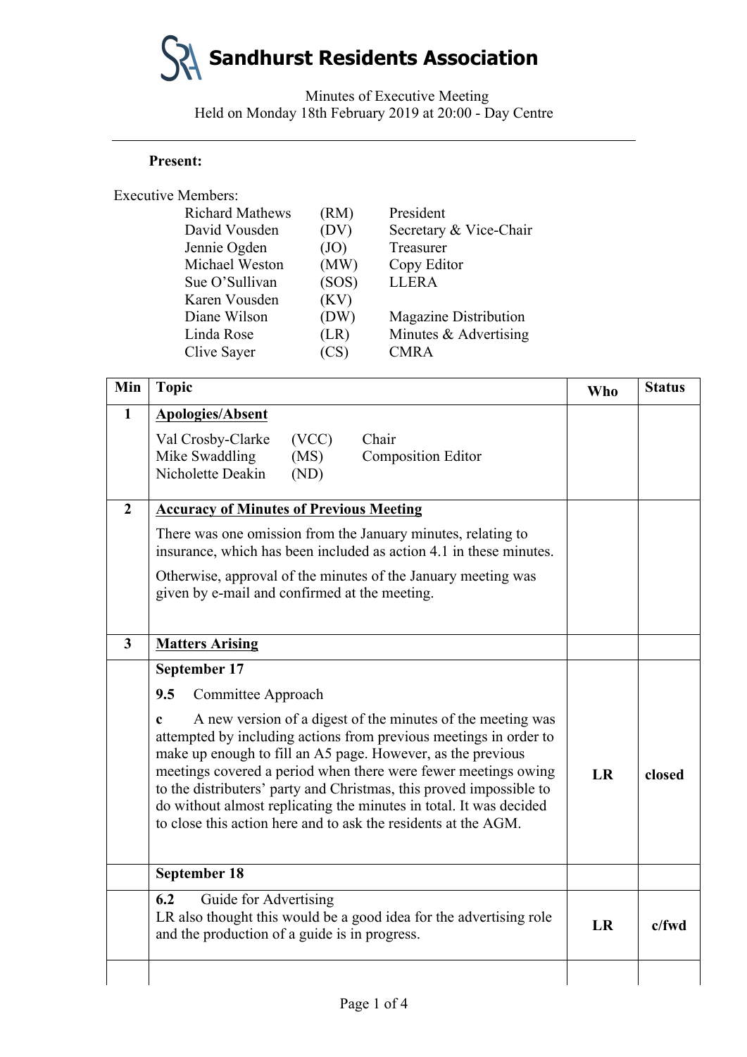# Sandhurst Residents Association

Minutes of Executive Meeting
Held on Monday 18th February 2019 at 20:00 - Day Centre

---

**Present:**

Executive Members:

| Name | Initials | Role |
|---|---|---|
| Richard Mathews | (RM) | President |
| David Vousden | (DV) | Secretary & Vice-Chair |
| Jennie Ogden | (JO) | Treasurer |
| Michael Weston | (MW) | Copy Editor |
| Sue O'Sullivan | (SOS) | LLERA |
| Karen Vousden | (KV) | |
| Diane Wilson | (DW) | Magazine Distribution |
| Linda Rose | (LR) | Minutes & Advertising |
| Clive Sayer | (CS) | CMRA |

| Min | Topic | Who | Status |
|---|---|---|---|
| **1** | **Apologies/Absent**<br>Val Crosby-Clarke (VCC) Chair<br>Mike Swaddling (MS) Composition Editor<br>Nicholette Deakin (ND) | | |
| **2** | **Accuracy of Minutes of Previous Meeting**<br>There was one omission from the January minutes, relating to insurance, which has been included as action 4.1 in these minutes.<br>Otherwise, approval of the minutes of the January meeting was given by e-mail and confirmed at the meeting. | | |
| **3** | **Matters Arising** | | |
| | **September 17**<br>**9.5** Committee Approach<br>**c** A new version of a digest of the minutes of the meeting was attempted by including actions from previous meetings in order to make up enough to fill an A5 page. However, as the previous meetings covered a period when there were fewer meetings owing to the distributers' party and Christmas, this proved impossible to do without almost replicating the minutes in total. It was decided to close this action here and to ask the residents at the AGM. | **LR** | **closed** |
| | **September 18** | | |
| | **6.2** Guide for Advertising<br>LR also thought this would be a good idea for the advertising role and the production of a guide is in progress. | **LR** | **c/fwd** |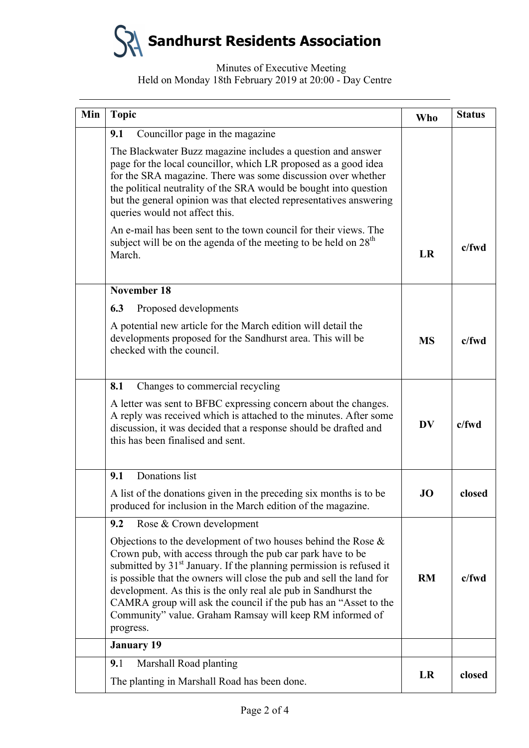# Sandhurst Residents Association

Minutes of Executive Meeting
Held on Monday 18th February 2019 at 20:00 - Day Centre

| Min | Topic | Who | Status |
|---|---|---|---|
| | **9.1** Councillor page in the magazine<br><br>The Blackwater Buzz magazine includes a question and answer page for the local councillor, which LR proposed as a good idea for the SRA magazine. There was some discussion over whether the political neutrality of the SRA would be bought into question but the general opinion was that elected representatives answering queries would not affect this.<br><br>An e-mail has been sent to the town council for their views. The subject will be on the agenda of the meeting to be held on 28th March. | **LR** | **c/fwd** |
| | **November 18**<br><br>**6.3** Proposed developments<br><br>A potential new article for the March edition will detail the developments proposed for the Sandhurst area. This will be checked with the council. | **MS** | **c/fwd** |
| | **8.1** Changes to commercial recycling<br><br>A letter was sent to BFBC expressing concern about the changes. A reply was received which is attached to the minutes. After some discussion, it was decided that a response should be drafted and this has been finalised and sent. | **DV** | **c/fwd** |
| | **9.1** Donations list<br><br>A list of the donations given in the preceding six months is to be produced for inclusion in the March edition of the magazine. | **JO** | **closed** |
| | **9.2** Rose & Crown development<br><br>Objections to the development of two houses behind the Rose & Crown pub, with access through the pub car park have to be submitted by 31st January. If the planning permission is refused it is possible that the owners will close the pub and sell the land for development. As this is the only real ale pub in Sandhurst the CAMRA group will ask the council if the pub has an "Asset to the Community" value. Graham Ramsay will keep RM informed of progress. | **RM** | **c/fwd** |
| | **January 19** | | |
| | **9.1** Marshall Road planting<br><br>The planting in Marshall Road has been done. | **LR** | **closed** |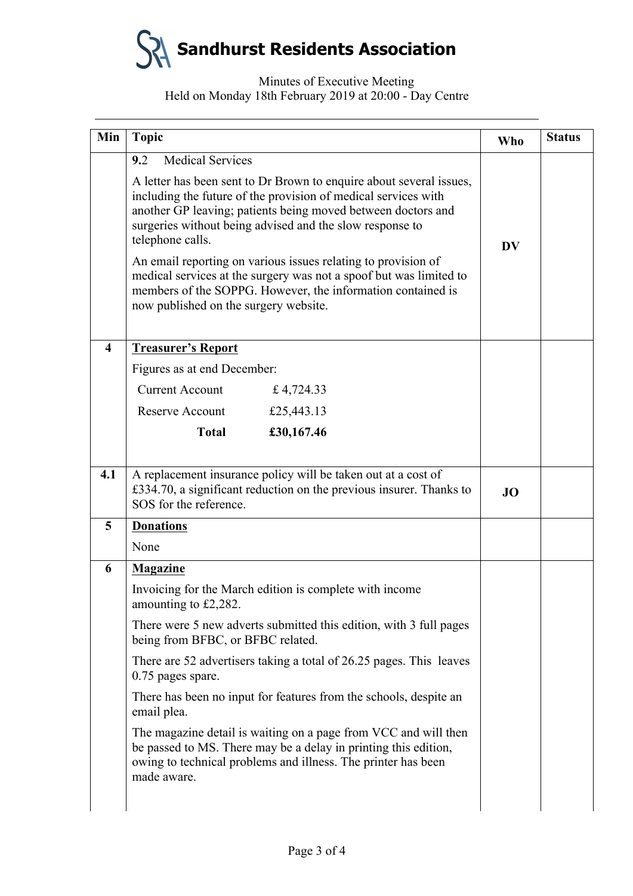# Sandhurst Residents Association

Minutes of Executive Meeting
Held on Monday 18th February 2019 at 20:00 - Day Centre

| Min | Topic | Who | Status |
|---|---|---|---|
| | **9.**2 Medical Services<br><br>A letter has been sent to Dr Brown to enquire about several issues, including the future of the provision of medical services with another GP leaving; patients being moved between doctors and surgeries without being advised and the slow response to telephone calls.<br><br>An email reporting on various issues relating to provision of medical services at the surgery was not a spoof but was limited to members of the SOPPG. However, the information contained is now published on the surgery website. | **DV** | |
| **4** | **<u>Treasurer's Report</u>**<br><br>Figures as at end December:<br><br>Current Account £ 4,724.33<br><br>Reserve Account £25,443.13<br><br>**Total £30,167.46** | | |
| **4.1** | A replacement insurance policy will be taken out at a cost of £334.70, a significant reduction on the previous insurer. Thanks to SOS for the reference. | **JO** | |
| **5** | **<u>Donations</u>**<br><br>None | | |
| **6** | **<u>Magazine</u>**<br><br>Invoicing for the March edition is complete with income amounting to £2,282.<br><br>There were 5 new adverts submitted this edition, with 3 full pages being from BFBC, or BFBC related.<br><br>There are 52 advertisers taking a total of 26.25 pages. This leaves 0.75 pages spare.<br><br>There has been no input for features from the schools, despite an email plea.<br><br>The magazine detail is waiting on a page from VCC and will then be passed to MS. There may be a delay in printing this edition, owing to technical problems and illness. The printer has been made aware. | | |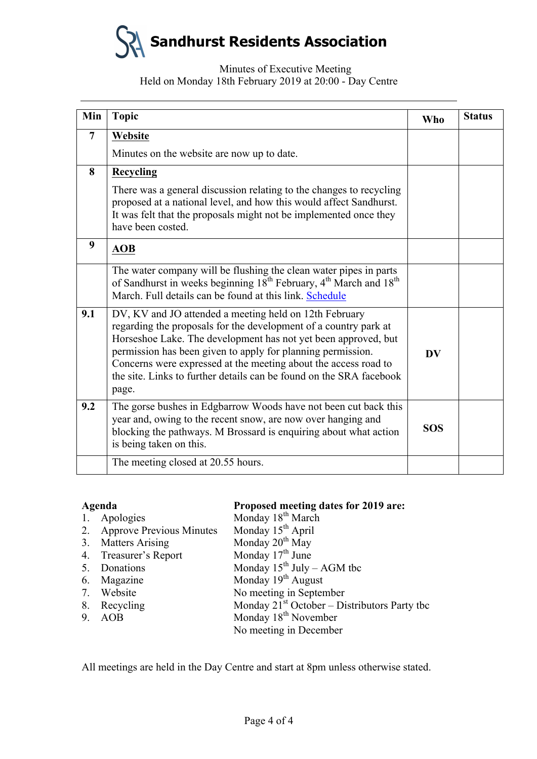# Sandhurst Residents Association

Minutes of Executive Meeting
Held on Monday 18th February 2019 at 20:00 - Day Centre

| Min | Topic | Who | Status |
|---|---|---|---|
| 7 | **Website**<br>Minutes on the website are now up to date. | | |
| 8 | **Recycling**<br>There was a general discussion relating to the changes to recycling proposed at a national level, and how this would affect Sandhurst. It was felt that the proposals might not be implemented once they have been costed. | | |
| 9 | **AOB** | | |
| | The water company will be flushing the clean water pipes in parts of Sandhurst in weeks beginning 18th February, 4th March and 18th March. Full details can be found at this link. Schedule | | |
| 9.1 | DV, KV and JO attended a meeting held on 12th February regarding the proposals for the development of a country park at Horseshoe Lake. The development has not yet been approved, but permission has been given to apply for planning permission. Concerns were expressed at the meeting about the access road to the site. Links to further details can be found on the SRA facebook page. | DV | |
| 9.2 | The gorse bushes in Edgbarrow Woods have not been cut back this year and, owing to the recent snow, are now over hanging and blocking the pathways. M Brossard is enquiring about what action is being taken on this. | SOS | |
| | The meeting closed at 20.55 hours. | | |

**Agenda**

1. Apologies
2. Approve Previous Minutes
3. Matters Arising
4. Treasurer's Report
5. Donations
6. Magazine
7. Website
8. Recycling
9. AOB

**Proposed meeting dates for 2019 are:**

Monday 18th March
Monday 15th April
Monday 20th May
Monday 17th June
Monday 15th July – AGM tbc
Monday 19th August
No meeting in September
Monday 21st October – Distributors Party tbc
Monday 18th November
No meeting in December

All meetings are held in the Day Centre and start at 8pm unless otherwise stated.